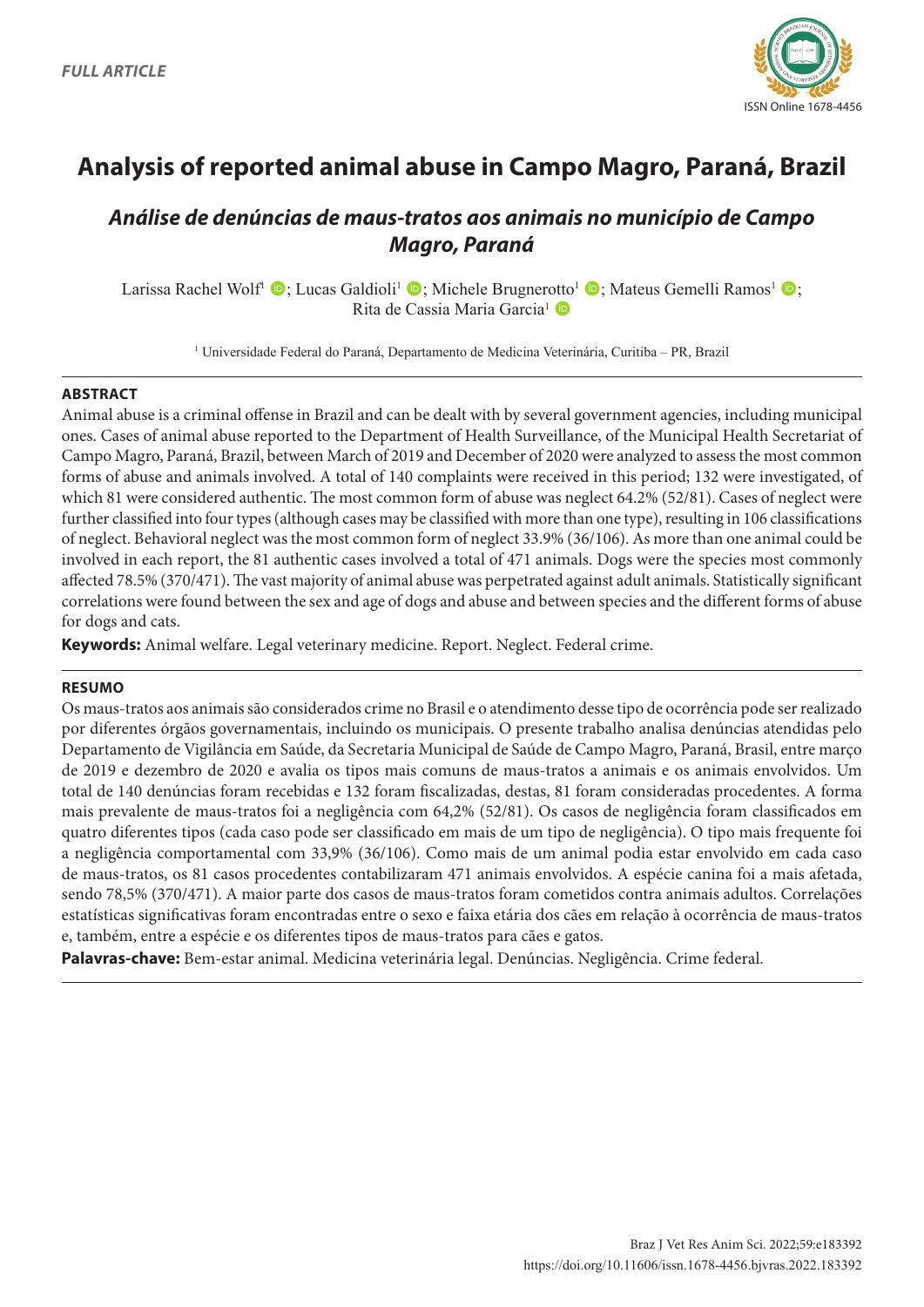*FULL ARTICLE*

# Analysis of reported animal abuse in Campo Magro, Paraná, Brazil

## *Análise de denúncias de maus-tratos aos animais no município de Campo Magro, Paraná*

Larissa Rachel Wolf[1]; Lucas Galdioli[1]; Michele Brugnerotto[1]; Mateus Gemelli Ramos[1]; Rita de Cassia Maria Garcia[1]

[1] Universidade Federal do Paraná, Departamento de Medicina Veterinária, Curitiba – PR, Brazil

### ABSTRACT

Animal abuse is a criminal offense in Brazil and can be dealt with by several government agencies, including municipal ones. Cases of animal abuse reported to the Department of Health Surveillance, of the Municipal Health Secretariat of Campo Magro, Paraná, Brazil, between March of 2019 and December of 2020 were analyzed to assess the most common forms of abuse and animals involved. A total of 140 complaints were received in this period; 132 were investigated, of which 81 were considered authentic. The most common form of abuse was neglect 64.2% (52/81). Cases of neglect were further classified into four types (although cases may be classified with more than one type), resulting in 106 classifications of neglect. Behavioral neglect was the most common form of neglect 33.9% (36/106). As more than one animal could be involved in each report, the 81 authentic cases involved a total of 471 animals. Dogs were the species most commonly affected 78.5% (370/471). The vast majority of animal abuse was perpetrated against adult animals. Statistically significant correlations were found between the sex and age of dogs and abuse and between species and the different forms of abuse for dogs and cats.

**Keywords:** Animal welfare. Legal veterinary medicine. Report. Neglect. Federal crime.

### RESUMO

Os maus-tratos aos animais são considerados crime no Brasil e o atendimento desse tipo de ocorrência pode ser realizado por diferentes órgãos governamentais, incluindo os municipais. O presente trabalho analisa denúncias atendidas pelo Departamento de Vigilância em Saúde, da Secretaria Municipal de Saúde de Campo Magro, Paraná, Brasil, entre março de 2019 e dezembro de 2020 e avalia os tipos mais comuns de maus-tratos a animais e os animais envolvidos. Um total de 140 denúncias foram recebidas e 132 foram fiscalizadas, destas, 81 foram consideradas procedentes. A forma mais prevalente de maus-tratos foi a negligência com 64,2% (52/81). Os casos de negligência foram classificados em quatro diferentes tipos (cada caso pode ser classificado em mais de um tipo de negligência). O tipo mais frequente foi a negligência comportamental com 33,9% (36/106). Como mais de um animal podia estar envolvido em cada caso de maus-tratos, os 81 casos procedentes contabilizaram 471 animais envolvidos. A espécie canina foi a mais afetada, sendo 78,5% (370/471). A maior parte dos casos de maus-tratos foram cometidos contra animais adultos. Correlações estatísticas significativas foram encontradas entre o sexo e faixa etária dos cães em relação à ocorrência de maus-tratos e, também, entre a espécie e os diferentes tipos de maus-tratos para cães e gatos.

**Palavras-chave:** Bem-estar animal. Medicina veterinária legal. Denúncias. Negligência. Crime federal.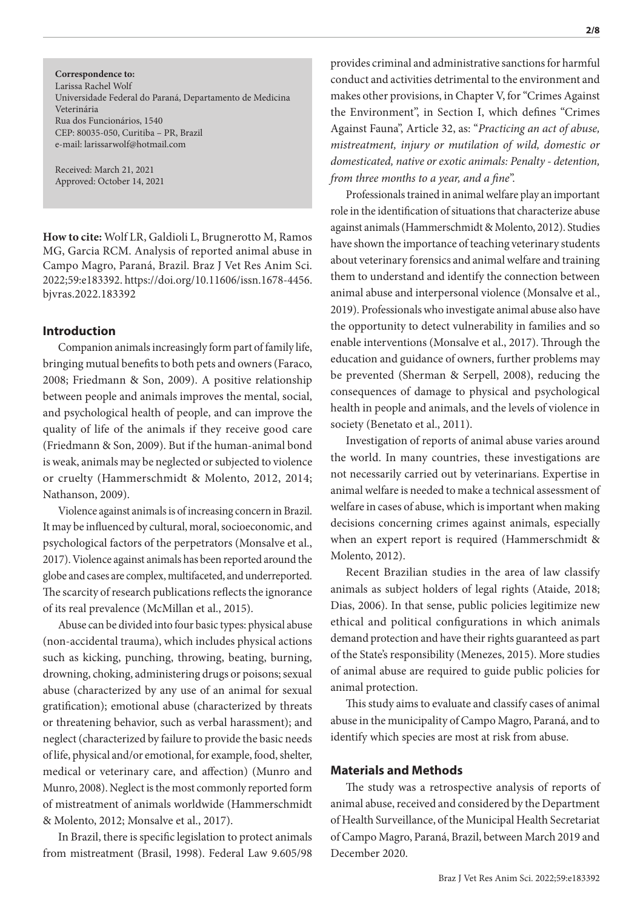**Correspondence to:**
Larissa Rachel Wolf
Universidade Federal do Paraná, Departamento de Medicina Veterinária
Rua dos Funcionários, 1540
CEP: 80035-050, Curitiba – PR, Brazil
e-mail: larissarwolf@hotmail.com

Received: March 21, 2021
Approved: October 14, 2021

**How to cite:** Wolf LR, Galdioli L, Brugnerotto M, Ramos MG, Garcia RCM. Analysis of reported animal abuse in Campo Magro, Paraná, Brazil. Braz J Vet Res Anim Sci. 2022;59:e183392. https://doi.org/10.11606/issn.1678-4456.bjvras.2022.183392

## Introduction

Companion animals increasingly form part of family life, bringing mutual benefits to both pets and owners (Faraco, 2008; Friedmann & Son, 2009). A positive relationship between people and animals improves the mental, social, and psychological health of people, and can improve the quality of life of the animals if they receive good care (Friedmann & Son, 2009). But if the human-animal bond is weak, animals may be neglected or subjected to violence or cruelty (Hammerschmidt & Molento, 2012, 2014; Nathanson, 2009).

Violence against animals is of increasing concern in Brazil. It may be influenced by cultural, moral, socioeconomic, and psychological factors of the perpetrators (Monsalve et al., 2017). Violence against animals has been reported around the globe and cases are complex, multifaceted, and underreported. The scarcity of research publications reflects the ignorance of its real prevalence (McMillan et al., 2015).

Abuse can be divided into four basic types: physical abuse (non-accidental trauma), which includes physical actions such as kicking, punching, throwing, beating, burning, drowning, choking, administering drugs or poisons; sexual abuse (characterized by any use of an animal for sexual gratification); emotional abuse (characterized by threats or threatening behavior, such as verbal harassment); and neglect (characterized by failure to provide the basic needs of life, physical and/or emotional, for example, food, shelter, medical or veterinary care, and affection) (Munro and Munro, 2008). Neglect is the most commonly reported form of mistreatment of animals worldwide (Hammerschmidt & Molento, 2012; Monsalve et al., 2017).

In Brazil, there is specific legislation to protect animals from mistreatment (Brasil, 1998). Federal Law 9.605/98 provides criminal and administrative sanctions for harmful conduct and activities detrimental to the environment and makes other provisions, in Chapter V, for "Crimes Against the Environment", in Section I, which defines "Crimes Against Fauna", Article 32, as: "*Practicing an act of abuse, mistreatment, injury or mutilation of wild, domestic or domesticated, native or exotic animals: Penalty - detention, from three months to a year, and a fine*".

Professionals trained in animal welfare play an important role in the identification of situations that characterize abuse against animals (Hammerschmidt & Molento, 2012). Studies have shown the importance of teaching veterinary students about veterinary forensics and animal welfare and training them to understand and identify the connection between animal abuse and interpersonal violence (Monsalve et al., 2019). Professionals who investigate animal abuse also have the opportunity to detect vulnerability in families and so enable interventions (Monsalve et al., 2017). Through the education and guidance of owners, further problems may be prevented (Sherman & Serpell, 2008), reducing the consequences of damage to physical and psychological health in people and animals, and the levels of violence in society (Benetato et al., 2011).

Investigation of reports of animal abuse varies around the world. In many countries, these investigations are not necessarily carried out by veterinarians. Expertise in animal welfare is needed to make a technical assessment of welfare in cases of abuse, which is important when making decisions concerning crimes against animals, especially when an expert report is required (Hammerschmidt & Molento, 2012).

Recent Brazilian studies in the area of law classify animals as subject holders of legal rights (Ataide, 2018; Dias, 2006). In that sense, public policies legitimize new ethical and political configurations in which animals demand protection and have their rights guaranteed as part of the State's responsibility (Menezes, 2015). More studies of animal abuse are required to guide public policies for animal protection.

This study aims to evaluate and classify cases of animal abuse in the municipality of Campo Magro, Paraná, and to identify which species are most at risk from abuse.

## Materials and Methods

The study was a retrospective analysis of reports of animal abuse, received and considered by the Department of Health Surveillance, of the Municipal Health Secretariat of Campo Magro, Paraná, Brazil, between March 2019 and December 2020.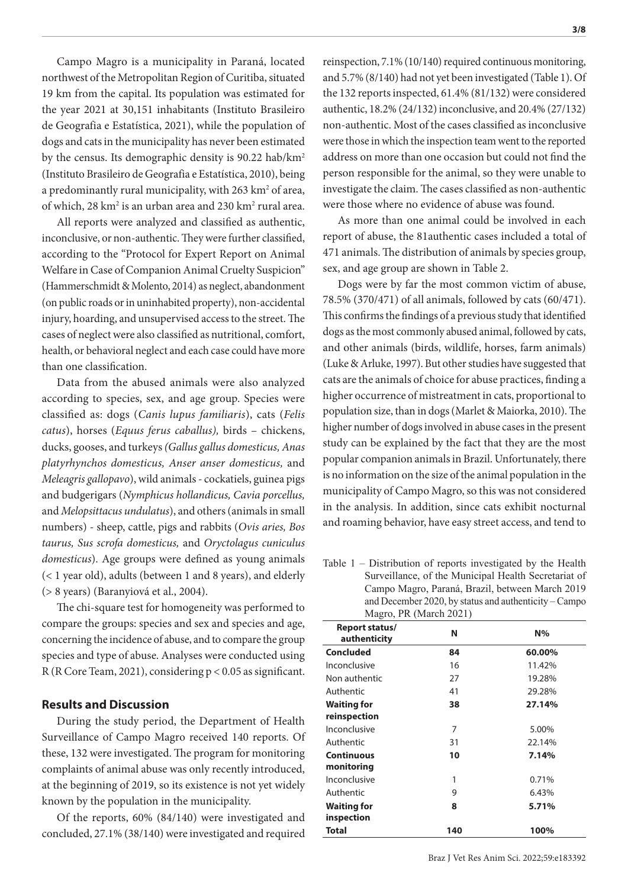Campo Magro is a municipality in Paraná, located northwest of the Metropolitan Region of Curitiba, situated 19 km from the capital. Its population was estimated for the year 2021 at 30,151 inhabitants (Instituto Brasileiro de Geografia e Estatística, 2021), while the population of dogs and cats in the municipality has never been estimated by the census. Its demographic density is 90.22 hab/km$^2$ (Instituto Brasileiro de Geografia e Estatística, 2010), being a predominantly rural municipality, with 263 km$^2$ of area, of which, 28 km$^2$ is an urban area and 230 km$^2$ rural area.

All reports were analyzed and classified as authentic, inconclusive, or non-authentic. They were further classified, according to the "Protocol for Expert Report on Animal Welfare in Case of Companion Animal Cruelty Suspicion" (Hammerschmidt & Molento, 2014) as neglect, abandonment (on public roads or in uninhabited property), non-accidental injury, hoarding, and unsupervised access to the street. The cases of neglect were also classified as nutritional, comfort, health, or behavioral neglect and each case could have more than one classification.

Data from the abused animals were also analyzed according to species, sex, and age group. Species were classified as: dogs (*Canis lupus familiaris*), cats (*Felis catus*), horses (*Equus ferus caballus),* birds – chickens, ducks, gooses, and turkeys *(Gallus gallus domesticus, Anas platyrhynchos domesticus, Anser anser domesticus,* and *Meleagris gallopavo*), wild animals - cockatiels, guinea pigs and budgerigars (*Nymphicus hollandicus, Cavia porcellus,* and *Melopsittacus undulatus*), and others (animals in small numbers) - sheep, cattle, pigs and rabbits (*Ovis aries, Bos taurus, Sus scrofa domesticus,* and *Oryctolagus cuniculus domesticus*). Age groups were defined as young animals (< 1 year old), adults (between 1 and 8 years), and elderly (> 8 years) (Baranyiová et al., 2004).

The chi-square test for homogeneity was performed to compare the groups: species and sex and species and age, concerning the incidence of abuse, and to compare the group species and type of abuse. Analyses were conducted using R (R Core Team, 2021), considering $p < 0.05$ as significant.

## Results and Discussion

During the study period, the Department of Health Surveillance of Campo Magro received 140 reports. Of these, 132 were investigated. The program for monitoring complaints of animal abuse was only recently introduced, at the beginning of 2019, so its existence is not yet widely known by the population in the municipality.

Of the reports, 60% (84/140) were investigated and concluded, 27.1% (38/140) were investigated and required reinspection, 7.1% (10/140) required continuous monitoring, and 5.7% (8/140) had not yet been investigated (Table 1). Of the 132 reports inspected, 61.4% (81/132) were considered authentic, 18.2% (24/132) inconclusive, and 20.4% (27/132) non-authentic. Most of the cases classified as inconclusive were those in which the inspection team went to the reported address on more than one occasion but could not find the person responsible for the animal, so they were unable to investigate the claim. The cases classified as non-authentic were those where no evidence of abuse was found.

As more than one animal could be involved in each report of abuse, the 81authentic cases included a total of 471 animals. The distribution of animals by species group, sex, and age group are shown in Table 2.

Dogs were by far the most common victim of abuse, 78.5% (370/471) of all animals, followed by cats (60/471). This confirms the findings of a previous study that identified dogs as the most commonly abused animal, followed by cats, and other animals (birds, wildlife, horses, farm animals) (Luke & Arluke, 1997). But other studies have suggested that cats are the animals of choice for abuse practices, finding a higher occurrence of mistreatment in cats, proportional to population size, than in dogs (Marlet & Maiorka, 2010). The higher number of dogs involved in abuse cases in the present study can be explained by the fact that they are the most popular companion animals in Brazil. Unfortunately, there is no information on the size of the animal population in the municipality of Campo Magro, so this was not considered in the analysis. In addition, since cats exhibit nocturnal and roaming behavior, have easy street access, and tend to

Table 1 – Distribution of reports investigated by the Health Surveillance, of the Municipal Health Secretariat of Campo Magro, Paraná, Brazil, between March 2019 and December 2020, by status and authenticity – Campo Magro, PR (March 2021)

| Report status/ authenticity | N | N% |
|---|---|---|
| **Concluded** | **84** | **60.00%** |
| Inconclusive | 16 | 11.42% |
| Non authentic | 27 | 19.28% |
| Authentic | 41 | 29.28% |
| **Waiting for reinspection** | **38** | **27.14%** |
| Inconclusive | 7 | 5.00% |
| Authentic | 31 | 22.14% |
| **Continuous monitoring** | **10** | **7.14%** |
| Inconclusive | 1 | 0.71% |
| Authentic | 9 | 6.43% |
| **Waiting for inspection** | **8** | **5.71%** |
| **Total** | **140** | **100%** |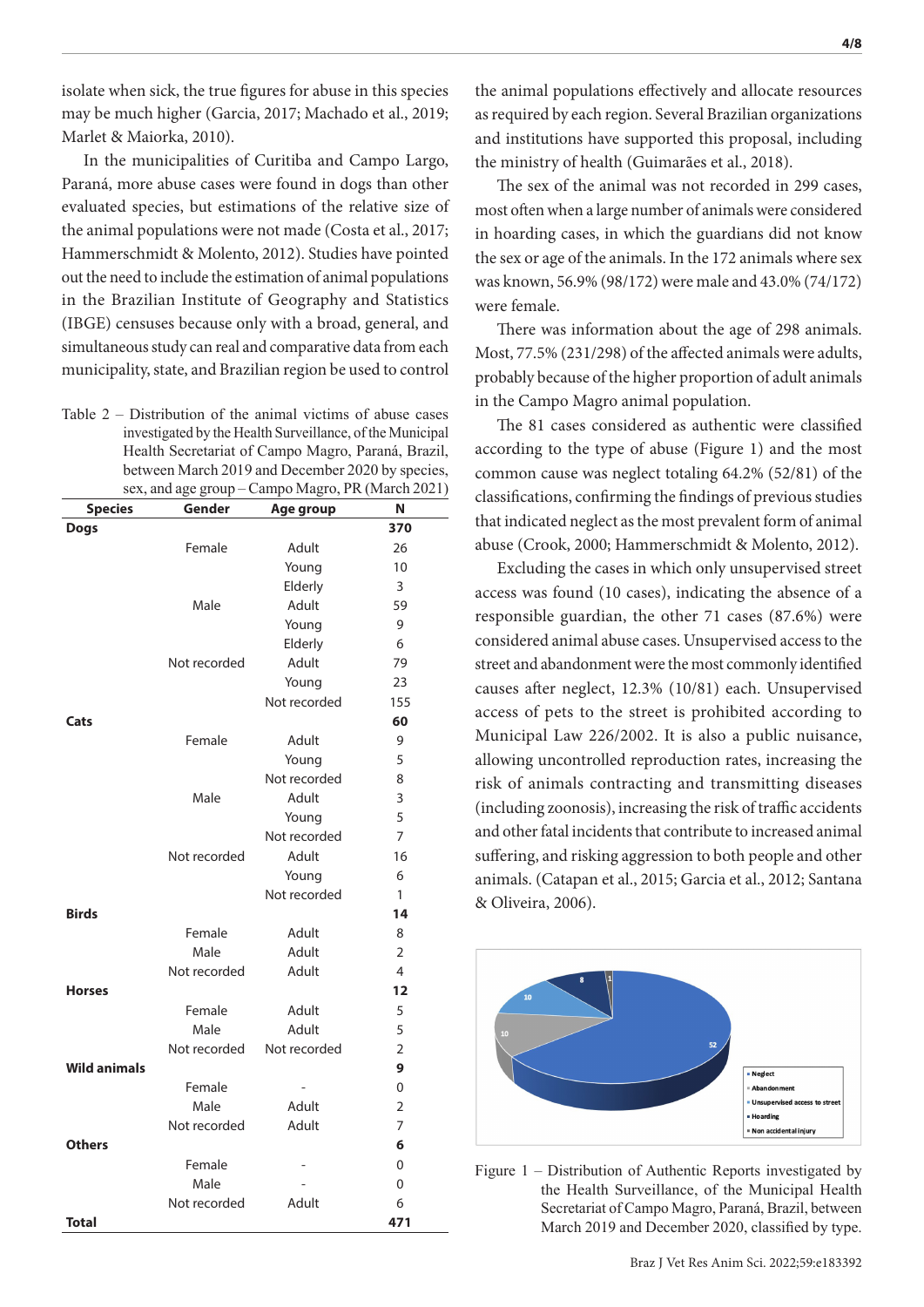isolate when sick, the true figures for abuse in this species may be much higher (Garcia, 2017; Machado et al., 2019; Marlet & Maiorka, 2010).

In the municipalities of Curitiba and Campo Largo, Paraná, more abuse cases were found in dogs than other evaluated species, but estimations of the relative size of the animal populations were not made (Costa et al., 2017; Hammerschmidt & Molento, 2012). Studies have pointed out the need to include the estimation of animal populations in the Brazilian Institute of Geography and Statistics (IBGE) censuses because only with a broad, general, and simultaneous study can real and comparative data from each municipality, state, and Brazilian region be used to control the animal populations effectively and allocate resources as required by each region. Several Brazilian organizations and institutions have supported this proposal, including the ministry of health (Guimarães et al., 2018).

Table 2 – Distribution of the animal victims of abuse cases investigated by the Health Surveillance, of the Municipal Health Secretariat of Campo Magro, Paraná, Brazil, between March 2019 and December 2020 by species, sex, and age group – Campo Magro, PR (March 2021)

| Species | Gender | Age group | N |
|---|---|---|---|
| **Dogs** | | | **370** |
| | Female | Adult | 26 |
| | | Young | 10 |
| | | Elderly | 3 |
| | Male | Adult | 59 |
| | | Young | 9 |
| | | Elderly | 6 |
| | Not recorded | Adult | 79 |
| | | Young | 23 |
| | | Not recorded | 155 |
| **Cats** | | | **60** |
| | Female | Adult | 9 |
| | | Young | 5 |
| | | Not recorded | 8 |
| | Male | Adult | 3 |
| | | Young | 5 |
| | | Not recorded | 7 |
| | Not recorded | Adult | 16 |
| | | Young | 6 |
| | | Not recorded | 1 |
| **Birds** | | | **14** |
| | Female | Adult | 8 |
| | Male | Adult | 2 |
| | Not recorded | Adult | 4 |
| **Horses** | | | **12** |
| | Female | Adult | 5 |
| | Male | Adult | 5 |
| | Not recorded | Not recorded | 2 |
| **Wild animals** | | | **9** |
| | Female | - | 0 |
| | Male | Adult | 2 |
| | Not recorded | Adult | 7 |
| **Others** | | | **6** |
| | Female | - | 0 |
| | Male | - | 0 |
| | Not recorded | Adult | 6 |
| **Total** | | | **471** |

The sex of the animal was not recorded in 299 cases, most often when a large number of animals were considered in hoarding cases, in which the guardians did not know the sex or age of the animals. In the 172 animals where sex was known, 56.9% (98/172) were male and 43.0% (74/172) were female.

There was information about the age of 298 animals. Most, 77.5% (231/298) of the affected animals were adults, probably because of the higher proportion of adult animals in the Campo Magro animal population.

The 81 cases considered as authentic were classified according to the type of abuse (Figure 1) and the most common cause was neglect totaling 64.2% (52/81) of the classifications, confirming the findings of previous studies that indicated neglect as the most prevalent form of animal abuse (Crook, 2000; Hammerschmidt & Molento, 2012).

Excluding the cases in which only unsupervised street access was found (10 cases), indicating the absence of a responsible guardian, the other 71 cases (87.6%) were considered animal abuse cases. Unsupervised access to the street and abandonment were the most commonly identified causes after neglect, 12.3% (10/81) each. Unsupervised access of pets to the street is prohibited according to Municipal Law 226/2002. It is also a public nuisance, allowing uncontrolled reproduction rates, increasing the risk of animals contracting and transmitting diseases (including zoonosis), increasing the risk of traffic accidents and other fatal incidents that contribute to increased animal suffering, and risking aggression to both people and other animals. (Catapan et al., 2015; Garcia et al., 2012; Santana & Oliveira, 2006).

Figure 1 – Distribution of Authentic Reports investigated by the Health Surveillance, of the Municipal Health Secretariat of Campo Magro, Paraná, Brazil, between March 2019 and December 2020, classified by type.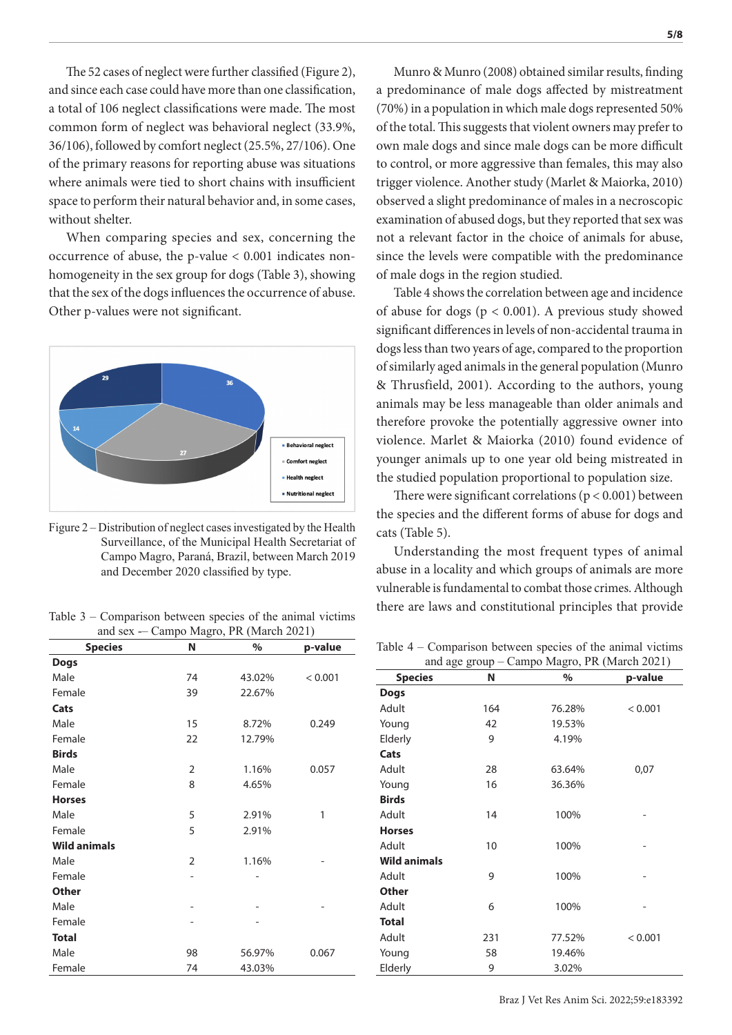The 52 cases of neglect were further classified (Figure 2), and since each case could have more than one classification, a total of 106 neglect classifications were made. The most common form of neglect was behavioral neglect (33.9%, 36/106), followed by comfort neglect (25.5%, 27/106). One of the primary reasons for reporting abuse was situations where animals were tied to short chains with insufficient space to perform their natural behavior and, in some cases, without shelter.

When comparing species and sex, concerning the occurrence of abuse, the p-value < 0.001 indicates non-homogeneity in the sex group for dogs (Table 3), showing that the sex of the dogs influences the occurrence of abuse. Other p-values were not significant.

Figure 2 – Distribution of neglect cases investigated by the Health Surveillance, of the Municipal Health Secretariat of Campo Magro, Paraná, Brazil, between March 2019 and December 2020 classified by type.

Table 3 – Comparison between species of the animal victims and sex -– Campo Magro, PR (March 2021)

| Species | N | % | p-value |
|---|---|---|---|
| **Dogs** | | | |
| Male | 74 | 43.02% | < 0.001 |
| Female | 39 | 22.67% | |
| **Cats** | | | |
| Male | 15 | 8.72% | 0.249 |
| Female | 22 | 12.79% | |
| **Birds** | | | |
| Male | 2 | 1.16% | 0.057 |
| Female | 8 | 4.65% | |
| **Horses** | | | |
| Male | 5 | 2.91% | 1 |
| Female | 5 | 2.91% | |
| **Wild animals** | | | |
| Male | 2 | 1.16% | - |
| Female | - | - | |
| **Other** | | | |
| Male | - | - | - |
| Female | - | - | |
| **Total** | | | |
| Male | 98 | 56.97% | 0.067 |
| Female | 74 | 43.03% | |

Munro & Munro (2008) obtained similar results, finding a predominance of male dogs affected by mistreatment (70%) in a population in which male dogs represented 50% of the total. This suggests that violent owners may prefer to own male dogs and since male dogs can be more difficult to control, or more aggressive than females, this may also trigger violence. Another study (Marlet & Maiorka, 2010) observed a slight predominance of males in a necroscopic examination of abused dogs, but they reported that sex was not a relevant factor in the choice of animals for abuse, since the levels were compatible with the predominance of male dogs in the region studied.

Table 4 shows the correlation between age and incidence of abuse for dogs (p < 0.001). A previous study showed significant differences in levels of non-accidental trauma in dogs less than two years of age, compared to the proportion of similarly aged animals in the general population (Munro & Thrusfield, 2001). According to the authors, young animals may be less manageable than older animals and therefore provoke the potentially aggressive owner into violence. Marlet & Maiorka (2010) found evidence of younger animals up to one year old being mistreated in the studied population proportional to population size.

There were significant correlations (p < 0.001) between the species and the different forms of abuse for dogs and cats (Table 5).

Understanding the most frequent types of animal abuse in a locality and which groups of animals are more vulnerable is fundamental to combat those crimes. Although there are laws and constitutional principles that provide

Table 4 – Comparison between species of the animal victims and age group – Campo Magro, PR (March 2021)

| Species | N | % | p-value |
|---|---|---|---|
| **Dogs** | | | |
| Adult | 164 | 76.28% | < 0.001 |
| Young | 42 | 19.53% | |
| Elderly | 9 | 4.19% | |
| **Cats** | | | |
| Adult | 28 | 63.64% | 0,07 |
| Young | 16 | 36.36% | |
| **Birds** | | | |
| Adult | 14 | 100% | - |
| **Horses** | | | |
| Adult | 10 | 100% | - |
| **Wild animals** | | | |
| Adult | 9 | 100% | - |
| **Other** | | | |
| Adult | 6 | 100% | - |
| **Total** | | | |
| Adult | 231 | 77.52% | < 0.001 |
| Young | 58 | 19.46% | |
| Elderly | 9 | 3.02% | |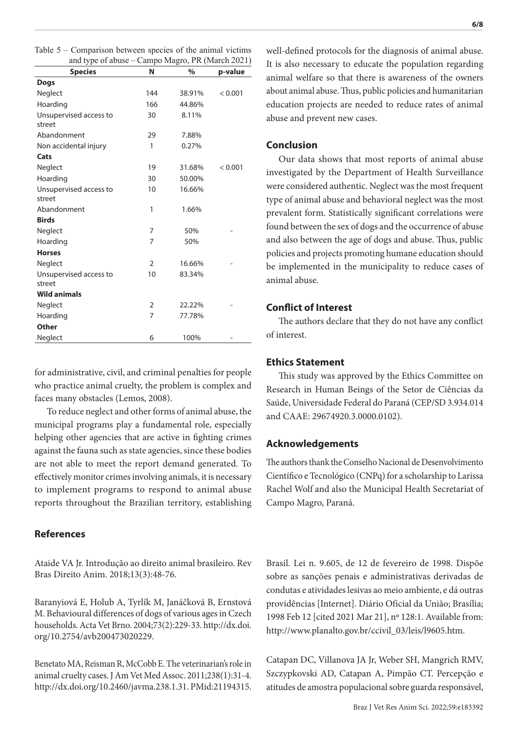Table 5 – Comparison between species of the animal victims and type of abuse – Campo Magro, PR (March 2021)

| Species | N | % | p-value |
|---|---|---|---|
| **Dogs** | | | |
| Neglect | 144 | 38.91% | < 0.001 |
| Hoarding | 166 | 44.86% | |
| Unsupervised access to street | 30 | 8.11% | |
| Abandonment | 29 | 7.88% | |
| Non accidental injury | 1 | 0.27% | |
| **Cats** | | | |
| Neglect | 19 | 31.68% | < 0.001 |
| Hoarding | 30 | 50.00% | |
| Unsupervised access to street | 10 | 16.66% | |
| Abandonment | 1 | 1.66% | |
| **Birds** | | | |
| Neglect | 7 | 50% | - |
| Hoarding | 7 | 50% | |
| **Horses** | | | |
| Neglect | 2 | 16.66% | - |
| Unsupervised access to street | 10 | 83.34% | |
| **Wild animals** | | | |
| Neglect | 2 | 22.22% | - |
| Hoarding | 7 | 77.78% | |
| **Other** | | | |
| Neglect | 6 | 100% | - |

for administrative, civil, and criminal penalties for people who practice animal cruelty, the problem is complex and faces many obstacles (Lemos, 2008).

To reduce neglect and other forms of animal abuse, the municipal programs play a fundamental role, especially helping other agencies that are active in fighting crimes against the fauna such as state agencies, since these bodies are not able to meet the report demand generated. To effectively monitor crimes involving animals, it is necessary to implement programs to respond to animal abuse reports throughout the Brazilian territory, establishing well-defined protocols for the diagnosis of animal abuse. It is also necessary to educate the population regarding animal welfare so that there is awareness of the owners about animal abuse. Thus, public policies and humanitarian education projects are needed to reduce rates of animal abuse and prevent new cases.

## Conclusion

Our data shows that most reports of animal abuse investigated by the Department of Health Surveillance were considered authentic. Neglect was the most frequent type of animal abuse and behavioral neglect was the most prevalent form. Statistically significant correlations were found between the sex of dogs and the occurrence of abuse and also between the age of dogs and abuse. Thus, public policies and projects promoting humane education should be implemented in the municipality to reduce cases of animal abuse.

## Conflict of Interest

The authors declare that they do not have any conflict of interest.

## Ethics Statement

This study was approved by the Ethics Committee on Research in Human Beings of the Setor de Ciências da Saúde, Universidade Federal do Paraná (CEP/SD 3.934.014 and CAAE: 29674920.3.0000.0102).

## Acknowledgements

The authors thank the Conselho Nacional de Desenvolvimento Científico e Tecnológico (CNPq) for a scholarship to Larissa Rachel Wolf and also the Municipal Health Secretariat of Campo Magro, Paraná.

## References

Ataide VA Jr. Introdução ao direito animal brasileiro. Rev Bras Direito Anim. 2018;13(3):48-76.

Baranyiová E, Holub A, Tyrlík M, Janáčková B, Ernstová M. Behavioural differences of dogs of various ages in Czech households. Acta Vet Brno. 2004;73(2):229-33. http://dx.doi.org/10.2754/avb200473020229.

Benetato MA, Reisman R, McCobb E. The veterinarian's role in animal cruelty cases. J Am Vet Med Assoc. 2011;238(1):31-4. http://dx.doi.org/10.2460/javma.238.1.31. PMid:21194315.

Brasil. Lei n. 9.605, de 12 de fevereiro de 1998. Dispõe sobre as sanções penais e administrativas derivadas de condutas e atividades lesivas ao meio ambiente, e dá outras providências [Internet]. Diário Oficial da União; Brasília; 1998 Feb 12 [cited 2021 Mar 21], nº 128:1. Available from: http://www.planalto.gov.br/ccivil_03/leis/l9605.htm.

Catapan DC, Villanova JA Jr, Weber SH, Mangrich RMV, Szczypkovski AD, Catapan A, Pimpão CT. Percepção e atitudes de amostra populacional sobre guarda responsável,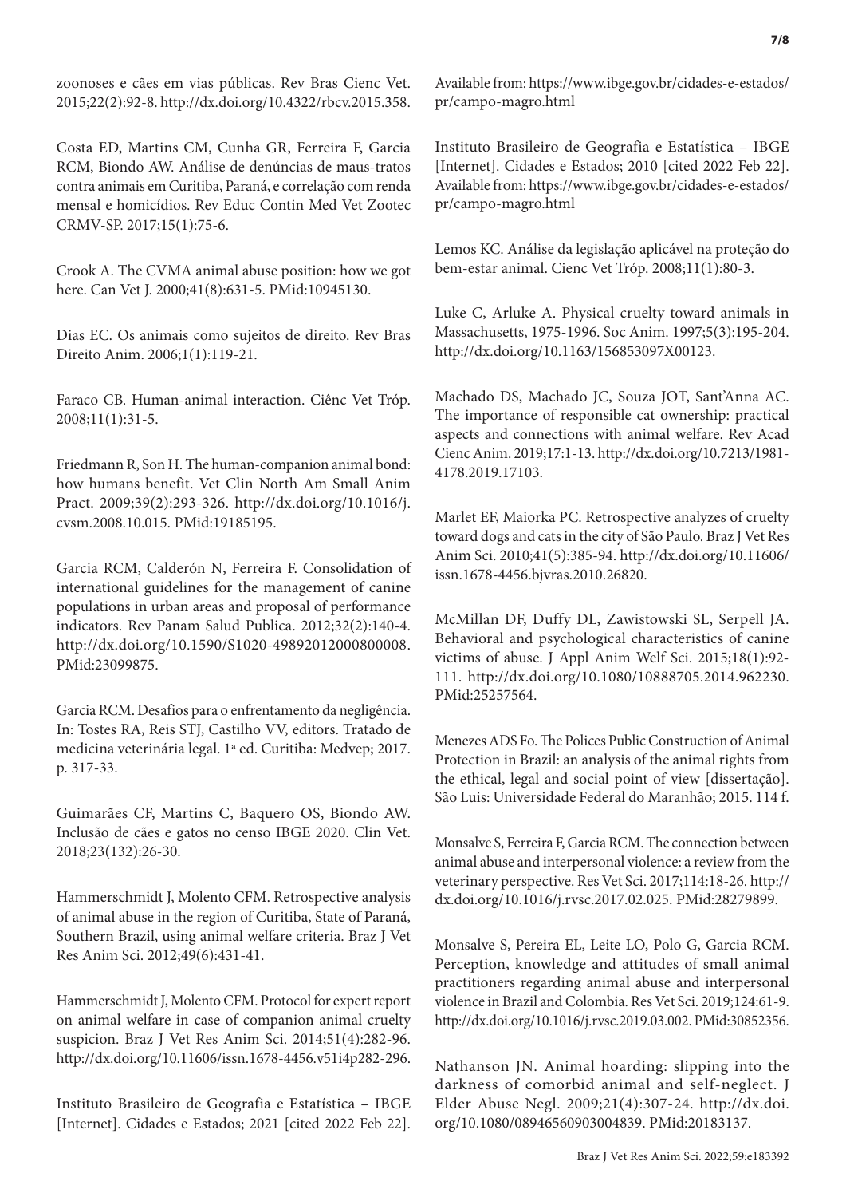zoonoses e cães em vias públicas. Rev Bras Cienc Vet. 2015;22(2):92-8. http://dx.doi.org/10.4322/rbcv.2015.358.

Costa ED, Martins CM, Cunha GR, Ferreira F, Garcia RCM, Biondo AW. Análise de denúncias de maus-tratos contra animais em Curitiba, Paraná, e correlação com renda mensal e homicídios. Rev Educ Contin Med Vet Zootec CRMV-SP. 2017;15(1):75-6.

Crook A. The CVMA animal abuse position: how we got here. Can Vet J. 2000;41(8):631-5. PMid:10945130.

Dias EC. Os animais como sujeitos de direito. Rev Bras Direito Anim. 2006;1(1):119-21.

Faraco CB. Human-animal interaction. Ciênc Vet Tróp. 2008;11(1):31-5.

Friedmann R, Son H. The human-companion animal bond: how humans benefit. Vet Clin North Am Small Anim Pract. 2009;39(2):293-326. http://dx.doi.org/10.1016/j.cvsm.2008.10.015. PMid:19185195.

Garcia RCM, Calderón N, Ferreira F. Consolidation of international guidelines for the management of canine populations in urban areas and proposal of performance indicators. Rev Panam Salud Publica. 2012;32(2):140-4. http://dx.doi.org/10.1590/S1020-49892012000800008. PMid:23099875.

Garcia RCM. Desafios para o enfrentamento da negligência. In: Tostes RA, Reis STJ, Castilho VV, editors. Tratado de medicina veterinária legal. 1ª ed. Curitiba: Medvep; 2017. p. 317-33.

Guimarães CF, Martins C, Baquero OS, Biondo AW. Inclusão de cães e gatos no censo IBGE 2020. Clin Vet. 2018;23(132):26-30.

Hammerschmidt J, Molento CFM. Retrospective analysis of animal abuse in the region of Curitiba, State of Paraná, Southern Brazil, using animal welfare criteria. Braz J Vet Res Anim Sci. 2012;49(6):431-41.

Hammerschmidt J, Molento CFM. Protocol for expert report on animal welfare in case of companion animal cruelty suspicion. Braz J Vet Res Anim Sci. 2014;51(4):282-96. http://dx.doi.org/10.11606/issn.1678-4456.v51i4p282-296.

Instituto Brasileiro de Geografia e Estatística – IBGE [Internet]. Cidades e Estados; 2021 [cited 2022 Feb 22]. Available from: https://www.ibge.gov.br/cidades-e-estados/pr/campo-magro.html

Instituto Brasileiro de Geografia e Estatística – IBGE [Internet]. Cidades e Estados; 2010 [cited 2022 Feb 22]. Available from: https://www.ibge.gov.br/cidades-e-estados/pr/campo-magro.html

Lemos KC. Análise da legislação aplicável na proteção do bem-estar animal. Cienc Vet Tróp. 2008;11(1):80-3.

Luke C, Arluke A. Physical cruelty toward animals in Massachusetts, 1975-1996. Soc Anim. 1997;5(3):195-204. http://dx.doi.org/10.1163/156853097X00123.

Machado DS, Machado JC, Souza JOT, Sant'Anna AC. The importance of responsible cat ownership: practical aspects and connections with animal welfare. Rev Acad Cienc Anim. 2019;17:1-13. http://dx.doi.org/10.7213/1981-4178.2019.17103.

Marlet EF, Maiorka PC. Retrospective analyzes of cruelty toward dogs and cats in the city of São Paulo. Braz J Vet Res Anim Sci. 2010;41(5):385-94. http://dx.doi.org/10.11606/issn.1678-4456.bjvras.2010.26820.

McMillan DF, Duffy DL, Zawistowski SL, Serpell JA. Behavioral and psychological characteristics of canine victims of abuse. J Appl Anim Welf Sci. 2015;18(1):92-111. http://dx.doi.org/10.1080/10888705.2014.962230. PMid:25257564.

Menezes ADS Fo. The Polices Public Construction of Animal Protection in Brazil: an analysis of the animal rights from the ethical, legal and social point of view [dissertação]. São Luis: Universidade Federal do Maranhão; 2015. 114 f.

Monsalve S, Ferreira F, Garcia RCM. The connection between animal abuse and interpersonal violence: a review from the veterinary perspective. Res Vet Sci. 2017;114:18-26. http://dx.doi.org/10.1016/j.rvsc.2017.02.025. PMid:28279899.

Monsalve S, Pereira EL, Leite LO, Polo G, Garcia RCM. Perception, knowledge and attitudes of small animal practitioners regarding animal abuse and interpersonal violence in Brazil and Colombia. Res Vet Sci. 2019;124:61-9. http://dx.doi.org/10.1016/j.rvsc.2019.03.002. PMid:30852356.

Nathanson JN. Animal hoarding: slipping into the darkness of comorbid animal and self-neglect. J Elder Abuse Negl. 2009;21(4):307-24. http://dx.doi.org/10.1080/08946560903004839. PMid:20183137.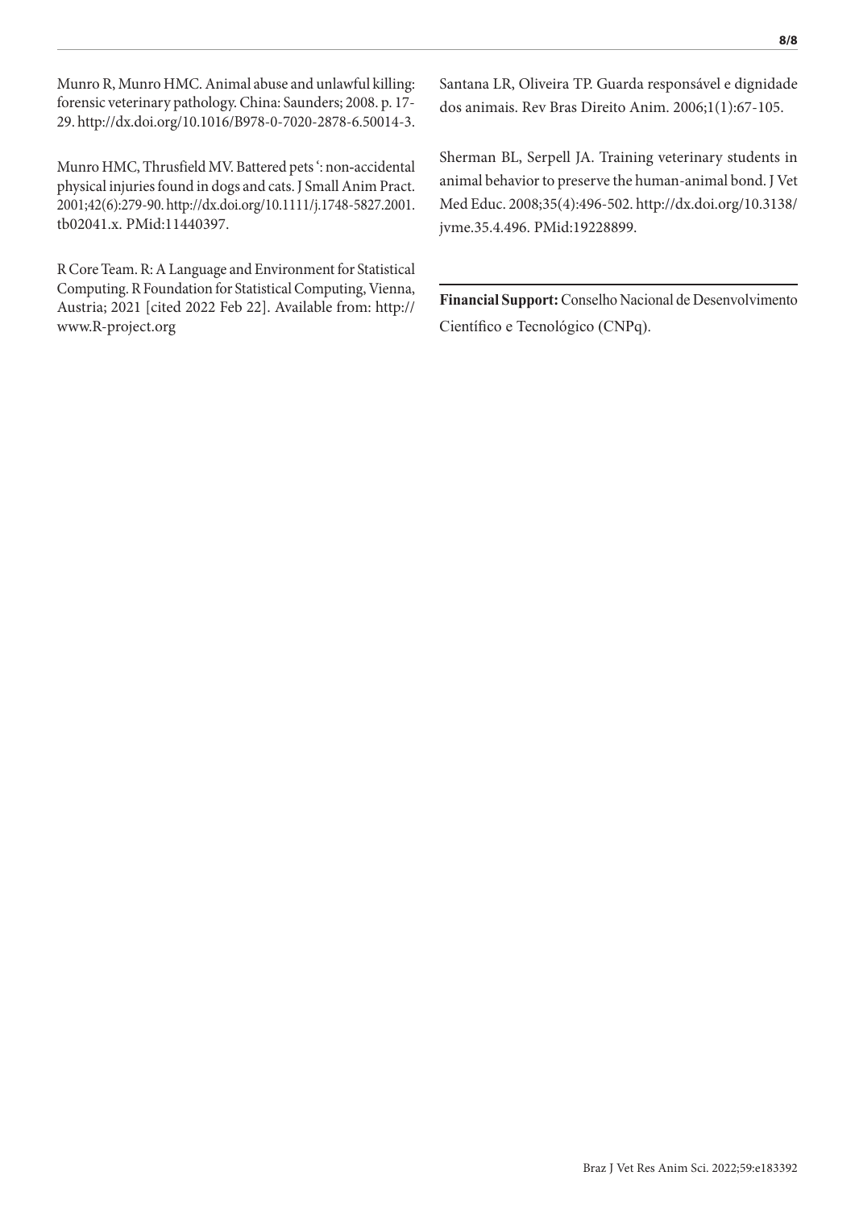Munro R, Munro HMC. Animal abuse and unlawful killing: forensic veterinary pathology. China: Saunders; 2008. p. 17-29. http://dx.doi.org/10.1016/B978-0-7020-2878-6.50014-3.

Munro HMC, Thrusfield MV. Battered pets ': non-accidental physical injuries found in dogs and cats. J Small Anim Pract. 2001;42(6):279-90. http://dx.doi.org/10.1111/j.1748-5827.2001.tb02041.x. PMid:11440397.

R Core Team. R: A Language and Environment for Statistical Computing. R Foundation for Statistical Computing, Vienna, Austria; 2021 [cited 2022 Feb 22]. Available from: http://www.R-project.org

Santana LR, Oliveira TP. Guarda responsável e dignidade dos animais. Rev Bras Direito Anim. 2006;1(1):67-105.

Sherman BL, Serpell JA. Training veterinary students in animal behavior to preserve the human-animal bond. J Vet Med Educ. 2008;35(4):496-502. http://dx.doi.org/10.3138/jvme.35.4.496. PMid:19228899.

---

**Financial Support:** Conselho Nacional de Desenvolvimento Científico e Tecnológico (CNPq).